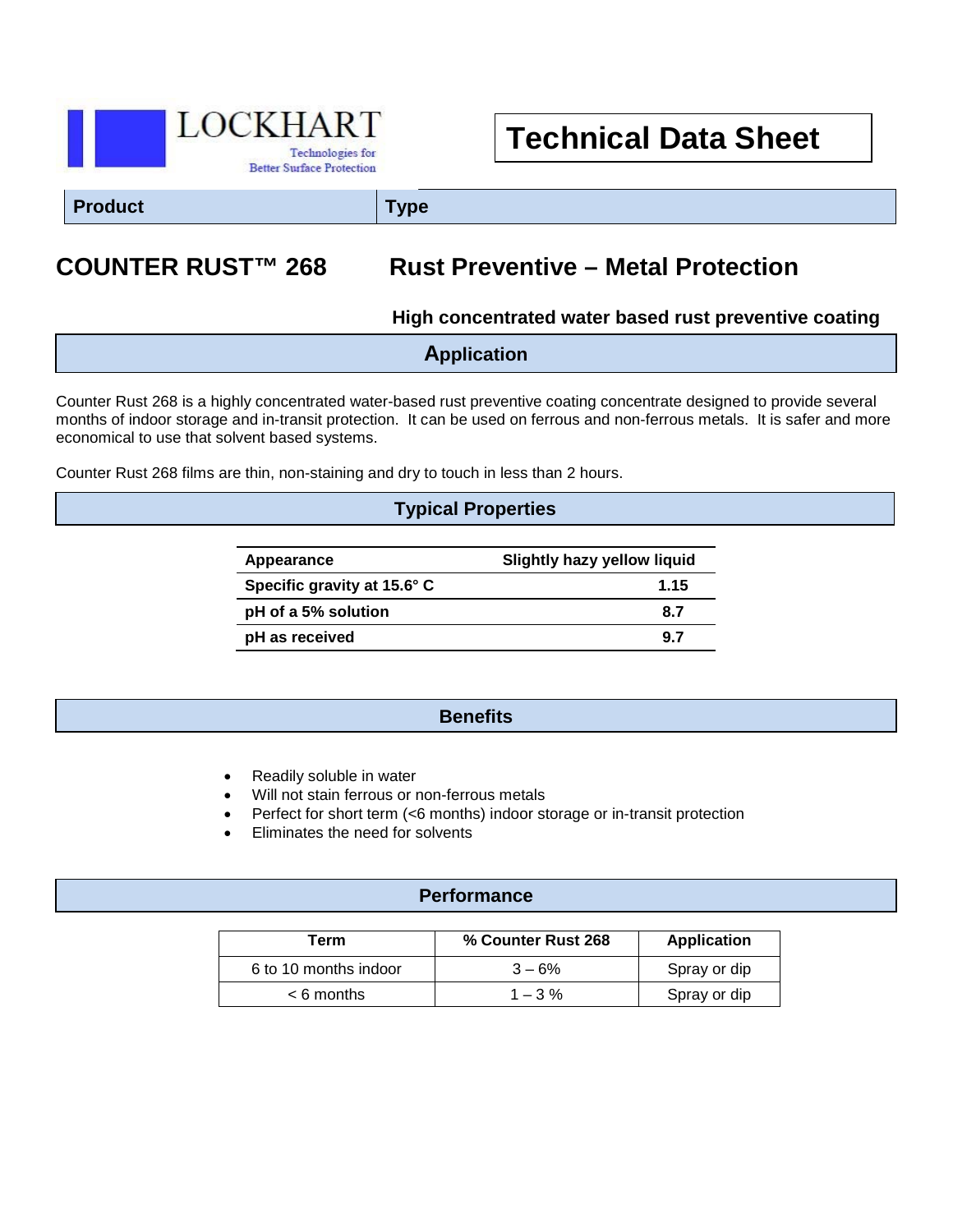LOCKHART

Technologies for Better Surface Protection

# Technical Data Sheet

| Product | Type |
|---|---|
| **COUNTER RUST™ 268** | **Rust Preventive – Metal Protection** |

**High concentrated water based rust preventive coating**

## Application

Counter Rust 268 is a highly concentrated water-based rust preventive coating concentrate designed to provide several months of indoor storage and in-transit protection. It can be used on ferrous and non-ferrous metals. It is safer and more economical to use that solvent based systems.

Counter Rust 268 films are thin, non-staining and dry to touch in less than 2 hours.

## Typical Properties

| Appearance | Slightly hazy yellow liquid |
|---|---|
| Specific gravity at 15.6° C | 1.15 |
| pH of a 5% solution | 8.7 |
| pH as received | 9.7 |

## Benefits

- Readily soluble in water
- Will not stain ferrous or non-ferrous metals
- Perfect for short term (<6 months) indoor storage or in-transit protection
- Eliminates the need for solvents

## Performance

| Term | % Counter Rust 268 | Application |
|---|---|---|
| 6 to 10 months indoor | 3 – 6% | Spray or dip |
| < 6 months | 1 – 3 % | Spray or dip |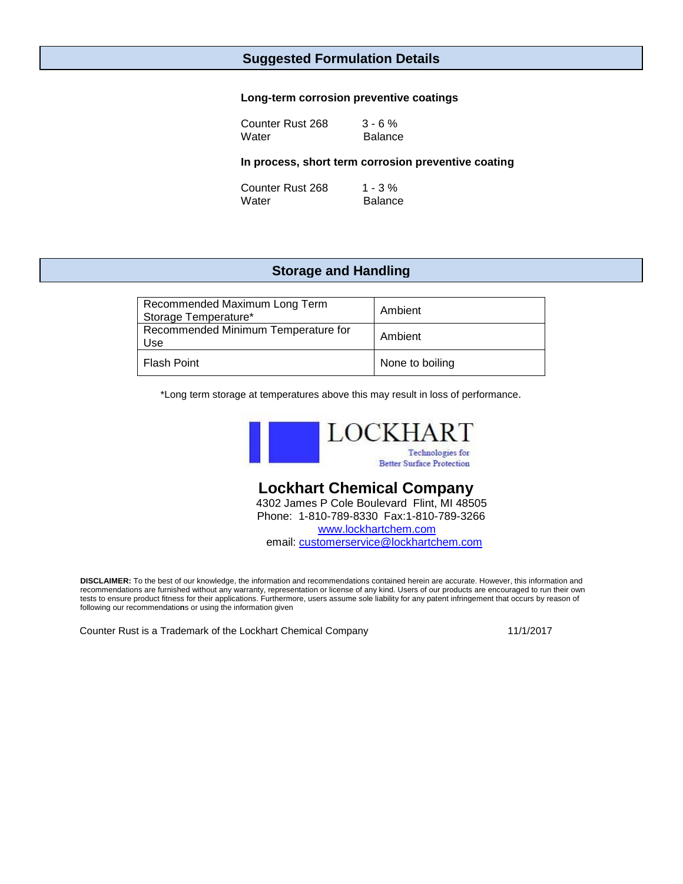## Suggested Formulation Details

**Long-term corrosion preventive coatings**

| | |
|---|---|
| Counter Rust 268 | 3 - 6 % |
| Water | Balance |

**In process, short term corrosion preventive coating**

| | |
|---|---|
| Counter Rust 268 | 1 - 3 % |
| Water | Balance |

## Storage and Handling

| | |
|---|---|
| Recommended Maximum Long Term Storage Temperature* | Ambient |
| Recommended Minimum Temperature for Use | Ambient |
| Flash Point | None to boiling |

*Long term storage at temperatures above this may result in loss of performance.

LOCKHART
Technologies for Better Surface Protection

**Lockhart Chemical Company**
4302 James P Cole Boulevard Flint, MI 48505
Phone: 1-810-789-8330 Fax:1-810-789-3266
www.lockhartchem.com
email: customerservice@lockhartchem.com

**DISCLAIMER:** To the best of our knowledge, the information and recommendations contained herein are accurate. However, this information and recommendations are furnished without any warranty, representation or license of any kind. Users of our products are encouraged to run their own tests to ensure product fitness for their applications. Furthermore, users assume sole liability for any patent infringement that occurs by reason of following our recommendations or using the information given

Counter Rust is a Trademark of the Lockhart Chemical Company 11/1/2017